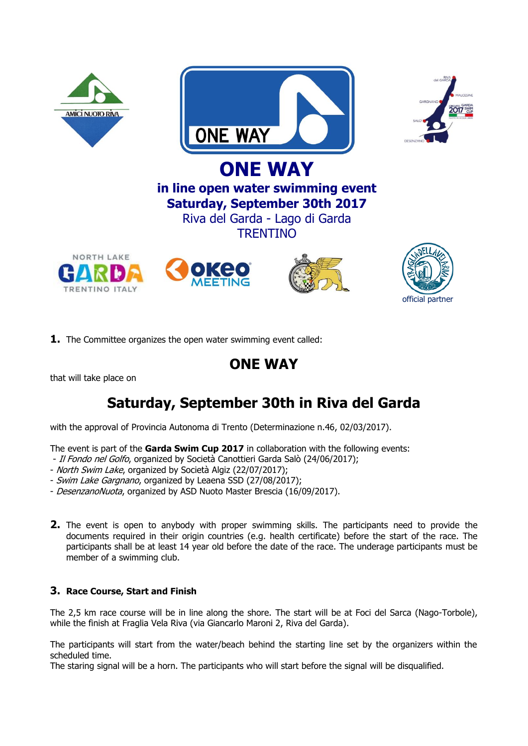# ONE WAY

## in line open water swimming event
## Saturday, September 30th 2017

Riva del Garda - Lago di Garda

TRENTINO

official partner

**1.** The Committee organizes the open water swimming event called:

## ONE WAY

that will take place on

## Saturday, September 30th in Riva del Garda

with the approval of Provincia Autonoma di Trento (Determinazione n.46, 02/03/2017).

The event is part of the **Garda Swim Cup 2017** in collaboration with the following events:

- *Il Fondo nel Golfo*, organized by Società Canottieri Garda Salò (24/06/2017);
- *North Swim Lake*, organized by Società Algiz (22/07/2017);
- *Swim Lake Gargnano*, organized by Leaena SSD (27/08/2017);
- *DesenzanoNuota*, organized by ASD Nuoto Master Brescia (16/09/2017).

**2.** The event is open to anybody with proper swimming skills. The participants need to provide the documents required in their origin countries (e.g. health certificate) before the start of the race. The participants shall be at least 14 year old before the date of the race. The underage participants must be member of a swimming club.

### 3. Race Course, Start and Finish

The 2,5 km race course will be in line along the shore. The start will be at Foci del Sarca (Nago-Torbole), while the finish at Fraglia Vela Riva (via Giancarlo Maroni 2, Riva del Garda).

The participants will start from the water/beach behind the starting line set by the organizers within the scheduled time.
The staring signal will be a horn. The participants who will start before the signal will be disqualified.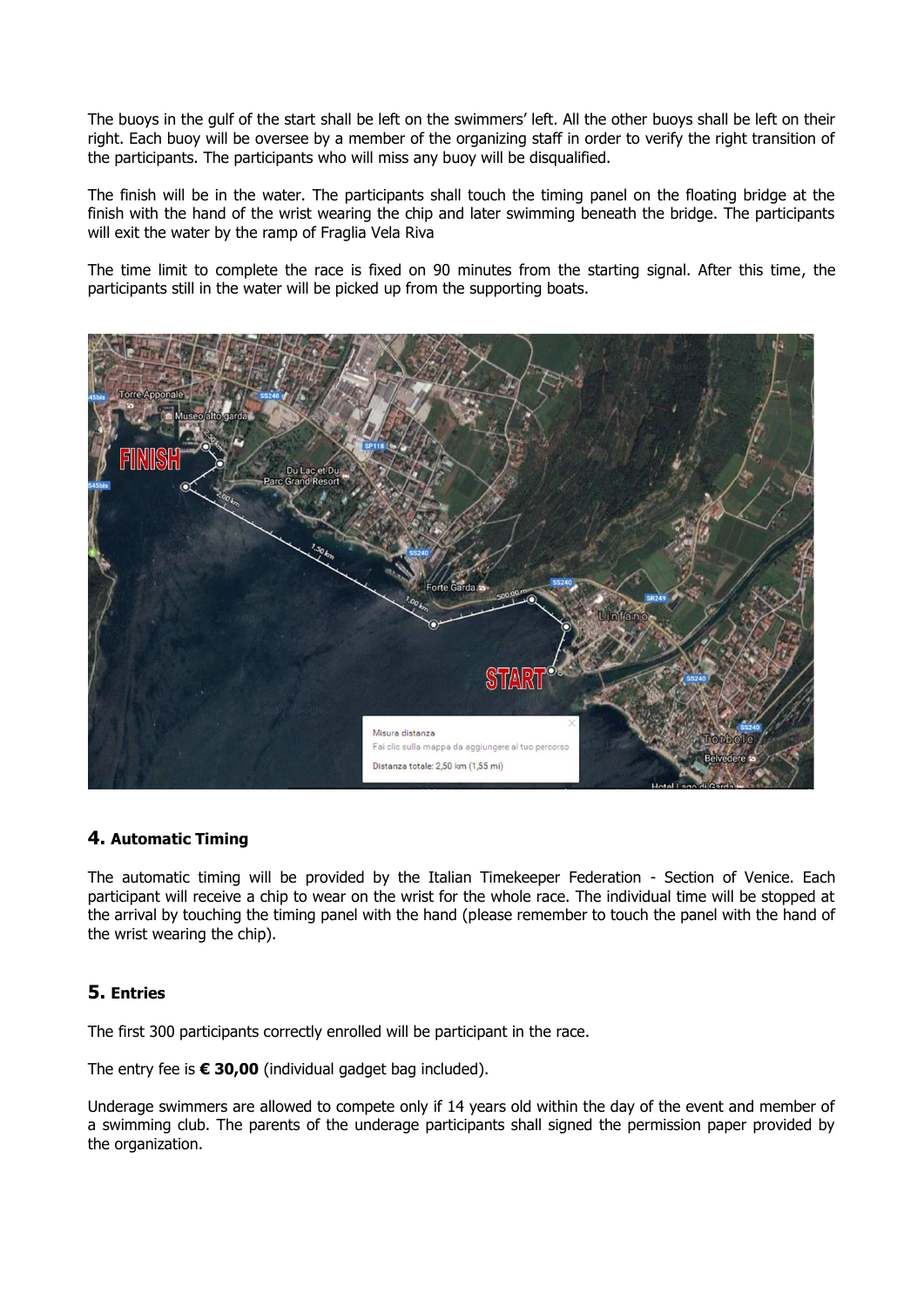The buoys in the gulf of the start shall be left on the swimmers' left. All the other buoys shall be left on their right. Each buoy will be oversee by a member of the organizing staff in order to verify the right transition of the participants. The participants who will miss any buoy will be disqualified.

The finish will be in the water. The participants shall touch the timing panel on the floating bridge at the finish with the hand of the wrist wearing the chip and later swimming beneath the bridge. The participants will exit the water by the ramp of Fraglia Vela Riva

The time limit to complete the race is fixed on 90 minutes from the starting signal. After this time, the participants still in the water will be picked up from the supporting boats.

## 4. Automatic Timing

The automatic timing will be provided by the Italian Timekeeper Federation - Section of Venice. Each participant will receive a chip to wear on the wrist for the whole race. The individual time will be stopped at the arrival by touching the timing panel with the hand (please remember to touch the panel with the hand of the wrist wearing the chip).

## 5. Entries

The first 300 participants correctly enrolled will be participant in the race.

The entry fee is **€ 30,00** (individual gadget bag included).

Underage swimmers are allowed to compete only if 14 years old within the day of the event and member of a swimming club. The parents of the underage participants shall signed the permission paper provided by the organization.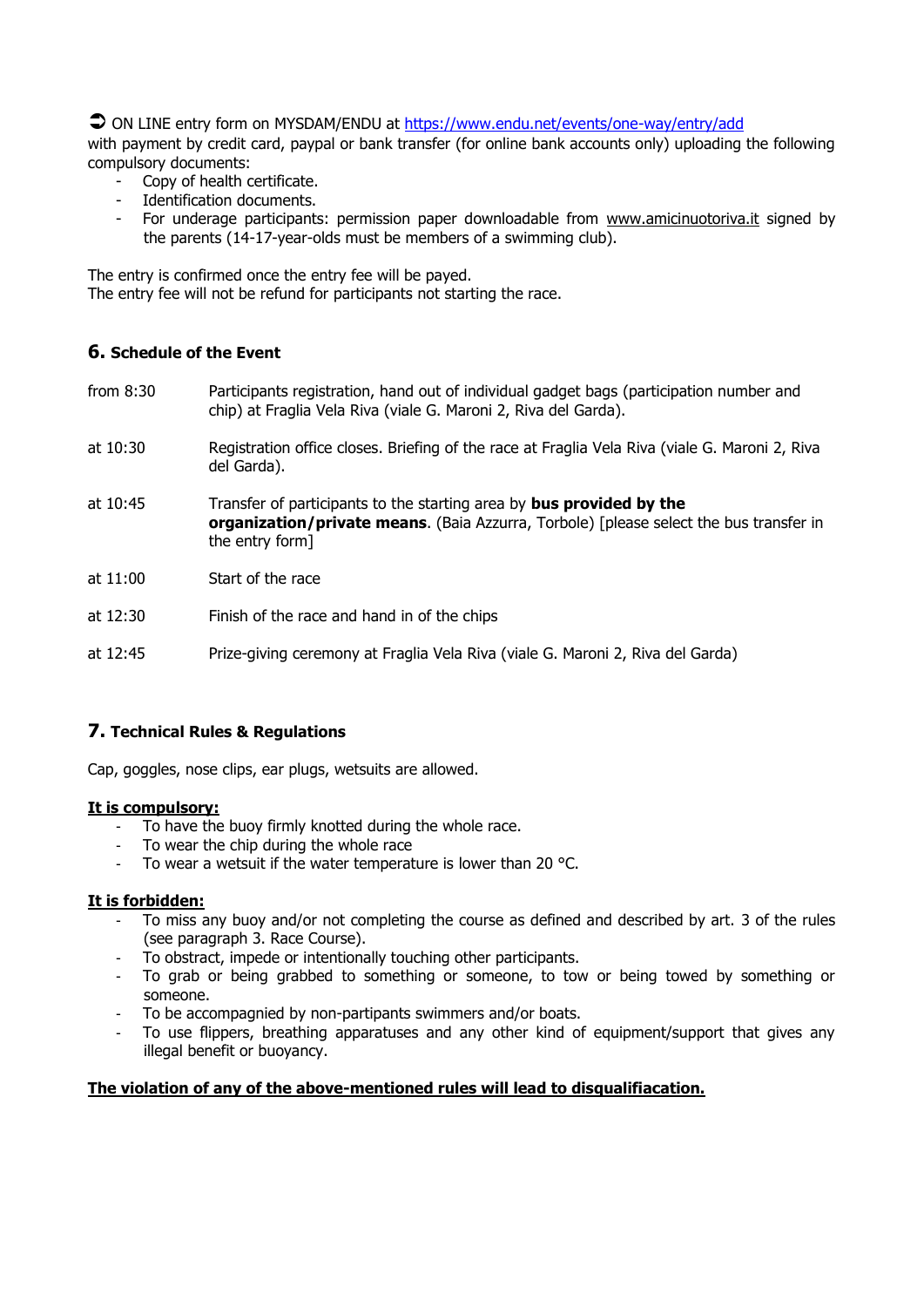➲ ON LINE entry form on MYSDAM/ENDU at https://www.endu.net/events/one-way/entry/add
with payment by credit card, paypal or bank transfer (for online bank accounts only) uploading the following compulsory documents:

- Copy of health certificate.
- Identification documents.
- For underage participants: permission paper downloadable from www.amicinuotoriva.it signed by the parents (14-17-year-olds must be members of a swimming club).

The entry is confirmed once the entry fee will be payed.
The entry fee will not be refund for participants not starting the race.

## 6. Schedule of the Event

| | |
|---|---|
| from 8:30 | Participants registration, hand out of individual gadget bags (participation number and chip) at Fraglia Vela Riva (viale G. Maroni 2, Riva del Garda). |
| at 10:30 | Registration office closes. Briefing of the race at Fraglia Vela Riva (viale G. Maroni 2, Riva del Garda). |
| at 10:45 | Transfer of participants to the starting area by **bus provided by the organization/private means**. (Baia Azzurra, Torbole) [please select the bus transfer in the entry form] |
| at 11:00 | Start of the race |
| at 12:30 | Finish of the race and hand in of the chips |
| at 12:45 | Prize-giving ceremony at Fraglia Vela Riva (viale G. Maroni 2, Riva del Garda) |

## 7. Technical Rules & Regulations

Cap, goggles, nose clips, ear plugs, wetsuits are allowed.

**It is compulsory:**

- To have the buoy firmly knotted during the whole race.
- To wear the chip during the whole race
- To wear a wetsuit if the water temperature is lower than 20 °C.

**It is forbidden:**

- To miss any buoy and/or not completing the course as defined and described by art. 3 of the rules (see paragraph 3. Race Course).
- To obstract, impede or intentionally touching other participants.
- To grab or being grabbed to something or someone, to tow or being towed by something or someone.
- To be accompagnied by non-partipants swimmers and/or boats.
- To use flippers, breathing apparatuses and any other kind of equipment/support that gives any illegal benefit or buoyancy.

**The violation of any of the above-mentioned rules will lead to disqualifiacation.**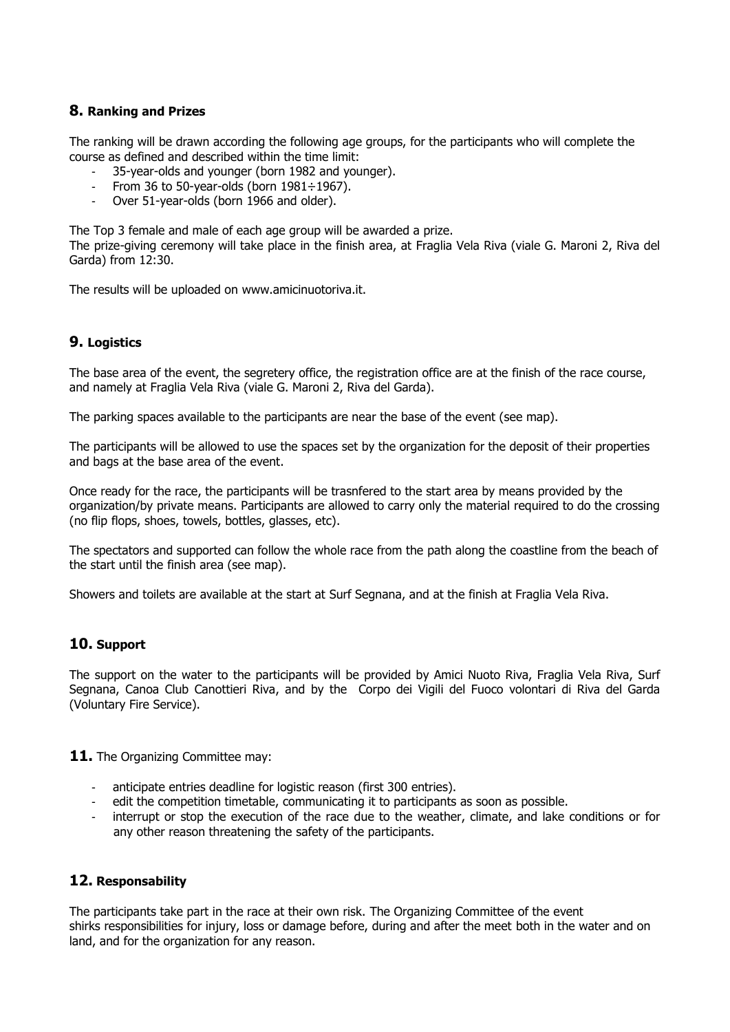## 8. Ranking and Prizes

The ranking will be drawn according the following age groups, for the participants who will complete the course as defined and described within the time limit:

- 35-year-olds and younger (born 1982 and younger).
- From 36 to 50-year-olds (born 1981÷1967).
- Over 51-year-olds (born 1966 and older).

The Top 3 female and male of each age group will be awarded a prize.
The prize-giving ceremony will take place in the finish area, at Fraglia Vela Riva (viale G. Maroni 2, Riva del Garda) from 12:30.

The results will be uploaded on www.amicinuotoriva.it.

## 9. Logistics

The base area of the event, the segretery office, the registration office are at the finish of the race course, and namely at Fraglia Vela Riva (viale G. Maroni 2, Riva del Garda).

The parking spaces available to the participants are near the base of the event (see map).

The participants will be allowed to use the spaces set by the organization for the deposit of their properties and bags at the base area of the event.

Once ready for the race, the participants will be trasnfered to the start area by means provided by the organization/by private means. Participants are allowed to carry only the material required to do the crossing (no flip flops, shoes, towels, bottles, glasses, etc).

The spectators and supported can follow the whole race from the path along the coastline from the beach of the start until the finish area (see map).

Showers and toilets are available at the start at Surf Segnana, and at the finish at Fraglia Vela Riva.

## 10. Support

The support on the water to the participants will be provided by Amici Nuoto Riva, Fraglia Vela Riva, Surf Segnana, Canoa Club Canottieri Riva, and by the Corpo dei Vigili del Fuoco volontari di Riva del Garda (Voluntary Fire Service).

**11.** The Organizing Committee may:

- anticipate entries deadline for logistic reason (first 300 entries).
- edit the competition timetable, communicating it to participants as soon as possible.
- interrupt or stop the execution of the race due to the weather, climate, and lake conditions or for any other reason threatening the safety of the participants.

## 12. Responsability

The participants take part in the race at their own risk. The Organizing Committee of the event shirks responsibilities for injury, loss or damage before, during and after the meet both in the water and on land, and for the organization for any reason.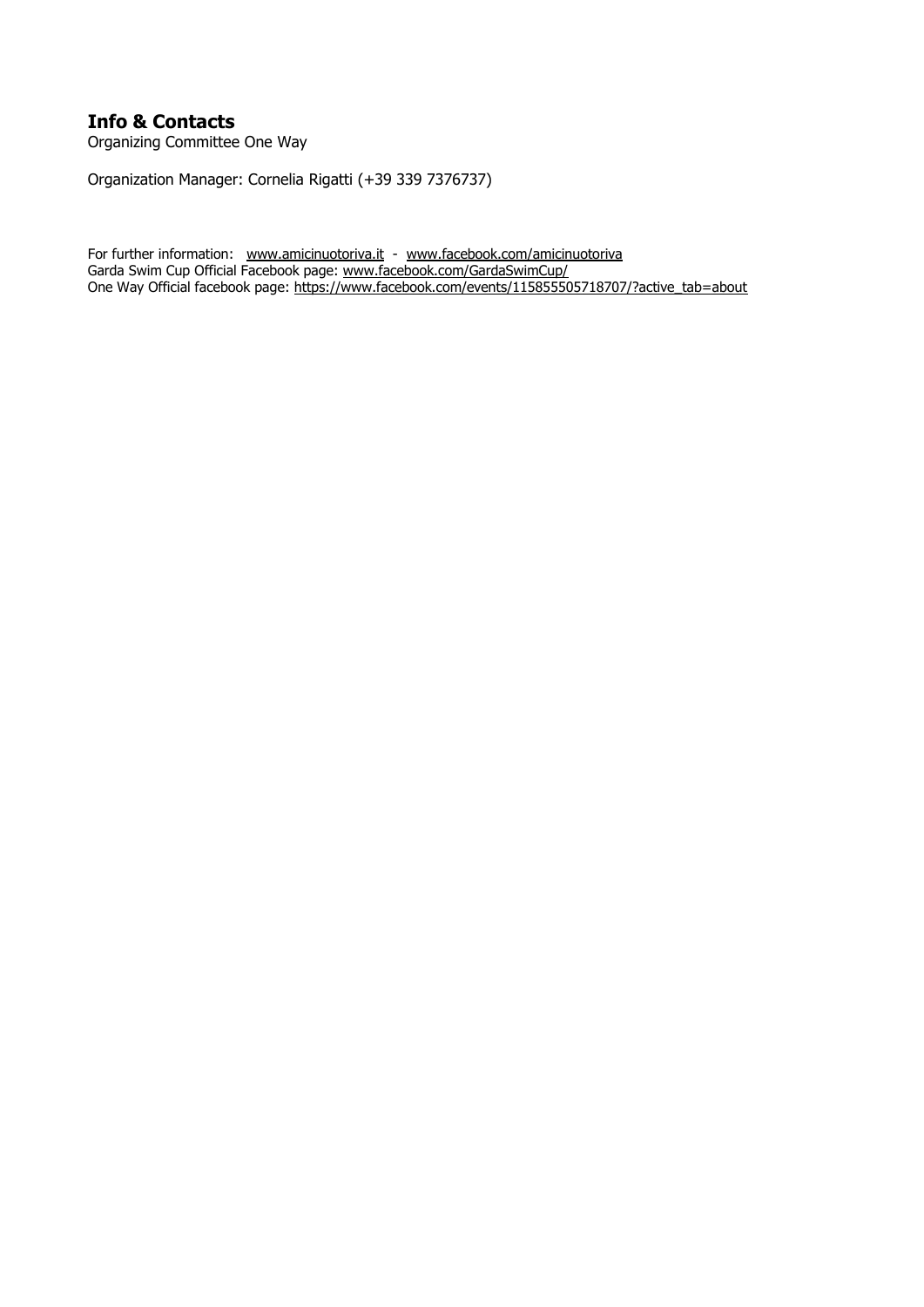## Info & Contacts

Organizing Committee One Way

Organization Manager: Cornelia Rigatti (+39 339 7376737)

For further information: www.amicinuotoriva.it - www.facebook.com/amicinuotoriva
Garda Swim Cup Official Facebook page: www.facebook.com/GardaSwimCup/
One Way Official facebook page: https://www.facebook.com/events/115855505718707/?active_tab=about